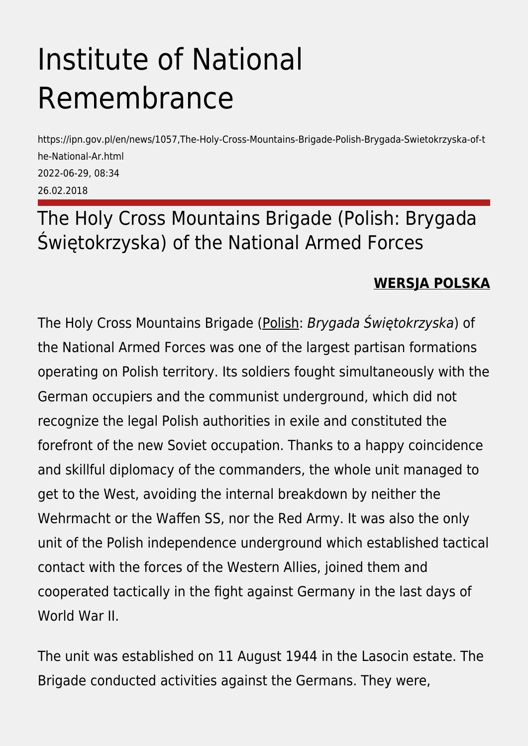# Institute of National Remembrance

https://ipn.gov.pl/en/news/1057,The-Holy-Cross-Mountains-Brigade-Polish-Brygada-Swietokrzyska-of-the-National-Ar.html
2022-06-29, 08:34
26.02.2018

## The Holy Cross Mountains Brigade (Polish: Brygada Świętokrzyska) of the National Armed Forces

**WERSJA POLSKA**

The Holy Cross Mountains Brigade (Polish: *Brygada Świętokrzyska*) of the National Armed Forces was one of the largest partisan formations operating on Polish territory. Its soldiers fought simultaneously with the German occupiers and the communist underground, which did not recognize the legal Polish authorities in exile and constituted the forefront of the new Soviet occupation. Thanks to a happy coincidence and skillful diplomacy of the commanders, the whole unit managed to get to the West, avoiding the internal breakdown by neither the Wehrmacht or the Waffen SS, nor the Red Army. It was also the only unit of the Polish independence underground which established tactical contact with the forces of the Western Allies, joined them and cooperated tactically in the fight against Germany in the last days of World War II.

The unit was established on 11 August 1944 in the Lasocin estate. The Brigade conducted activities against the Germans. They were,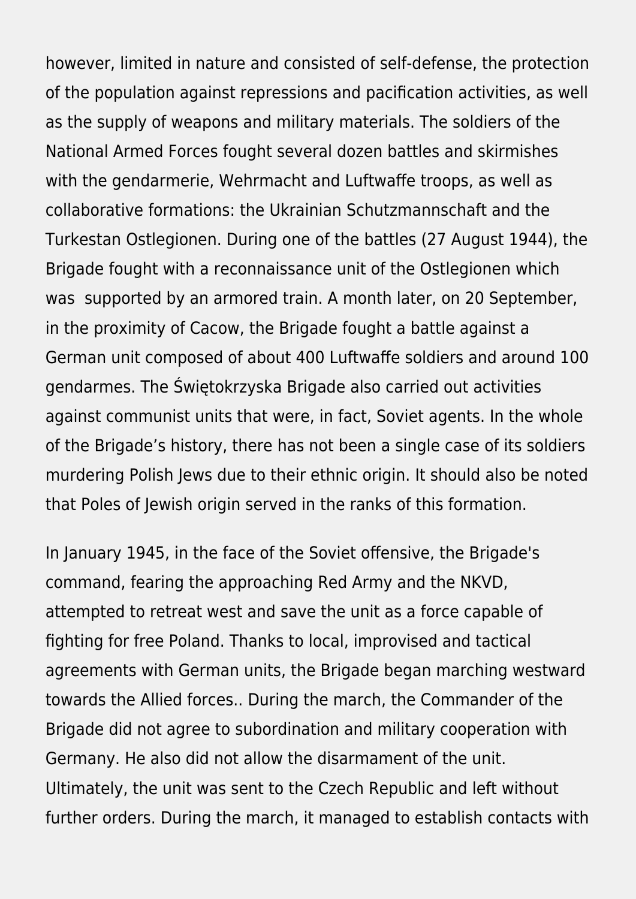however, limited in nature and consisted of self-defense, the protection of the population against repressions and pacification activities, as well as the supply of weapons and military materials. The soldiers of the National Armed Forces fought several dozen battles and skirmishes with the gendarmerie, Wehrmacht and Luftwaffe troops, as well as collaborative formations: the Ukrainian Schutzmannschaft and the Turkestan Ostlegionen. During one of the battles (27 August 1944), the Brigade fought with a reconnaissance unit of the Ostlegionen which was supported by an armored train. A month later, on 20 September, in the proximity of Cacow, the Brigade fought a battle against a German unit composed of about 400 Luftwaffe soldiers and around 100 gendarmes. The Świętokrzyska Brigade also carried out activities against communist units that were, in fact, Soviet agents. In the whole of the Brigade's history, there has not been a single case of its soldiers murdering Polish Jews due to their ethnic origin. It should also be noted that Poles of Jewish origin served in the ranks of this formation.

In January 1945, in the face of the Soviet offensive, the Brigade's command, fearing the approaching Red Army and the NKVD, attempted to retreat west and save the unit as a force capable of fighting for free Poland. Thanks to local, improvised and tactical agreements with German units, the Brigade began marching westward towards the Allied forces.. During the march, the Commander of the Brigade did not agree to subordination and military cooperation with Germany. He also did not allow the disarmament of the unit. Ultimately, the unit was sent to the Czech Republic and left without further orders. During the march, it managed to establish contacts with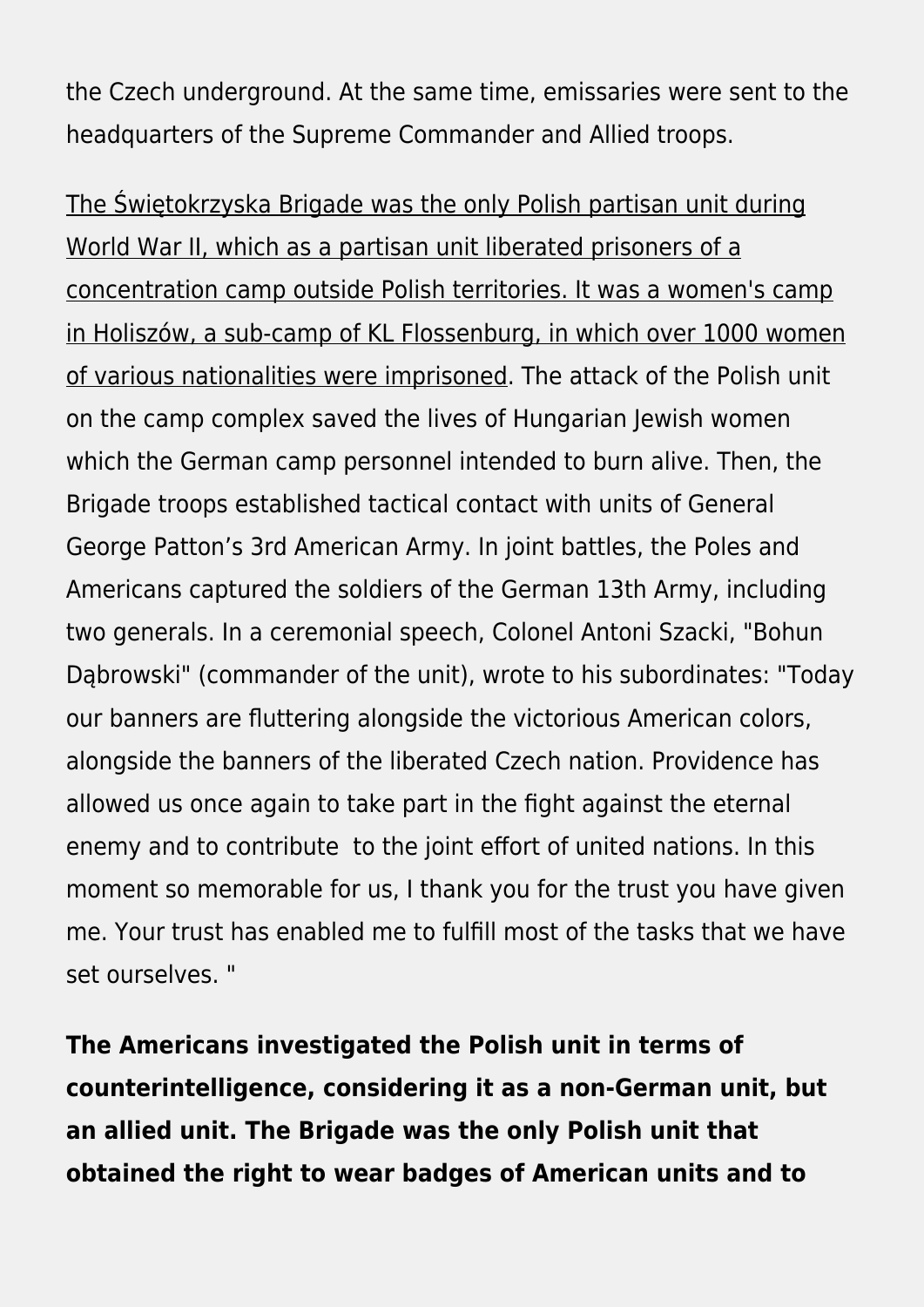the Czech underground. At the same time, emissaries were sent to the headquarters of the Supreme Commander and Allied troops.

<u>The Świętokrzyska Brigade was the only Polish partisan unit during World War II, which as a partisan unit liberated prisoners of a concentration camp outside Polish territories. It was a women's camp in Holiszów, a sub-camp of KL Flossenburg, in which over 1000 women of various nationalities were imprisoned</u>. The attack of the Polish unit on the camp complex saved the lives of Hungarian Jewish women which the German camp personnel intended to burn alive. Then, the Brigade troops established tactical contact with units of General George Patton's 3rd American Army. In joint battles, the Poles and Americans captured the soldiers of the German 13th Army, including two generals. In a ceremonial speech, Colonel Antoni Szacki, "Bohun Dąbrowski" (commander of the unit), wrote to his subordinates: "Today our banners are fluttering alongside the victorious American colors, alongside the banners of the liberated Czech nation. Providence has allowed us once again to take part in the fight against the eternal enemy and to contribute to the joint effort of united nations. In this moment so memorable for us, I thank you for the trust you have given me. Your trust has enabled me to fulfill most of the tasks that we have set ourselves. "

**The Americans investigated the Polish unit in terms of counterintelligence, considering it as a non-German unit, but an allied unit. The Brigade was the only Polish unit that obtained the right to wear badges of American units and to**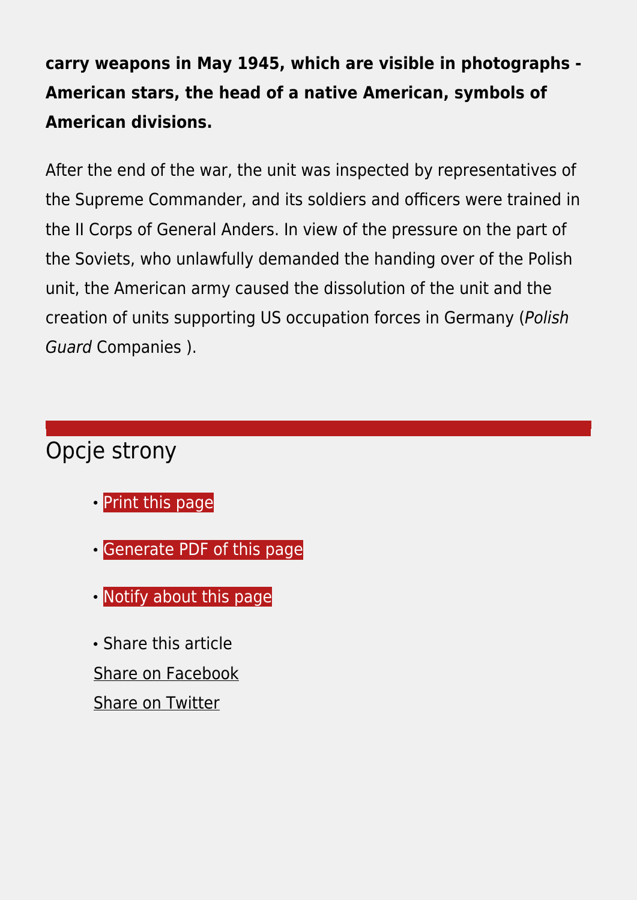**carry weapons in May 1945, which are visible in photographs - American stars, the head of a native American, symbols of American divisions.**

After the end of the war, the unit was inspected by representatives of the Supreme Commander, and its soldiers and officers were trained in the II Corps of General Anders. In view of the pressure on the part of the Soviets, who unlawfully demanded the handing over of the Polish unit, the American army caused the dissolution of the unit and the creation of units supporting US occupation forces in Germany (*Polish Guard* Companies ).

## Opcje strony

- Print this page
- Generate PDF of this page
- Notify about this page
- Share this article
  Share on Facebook
  Share on Twitter